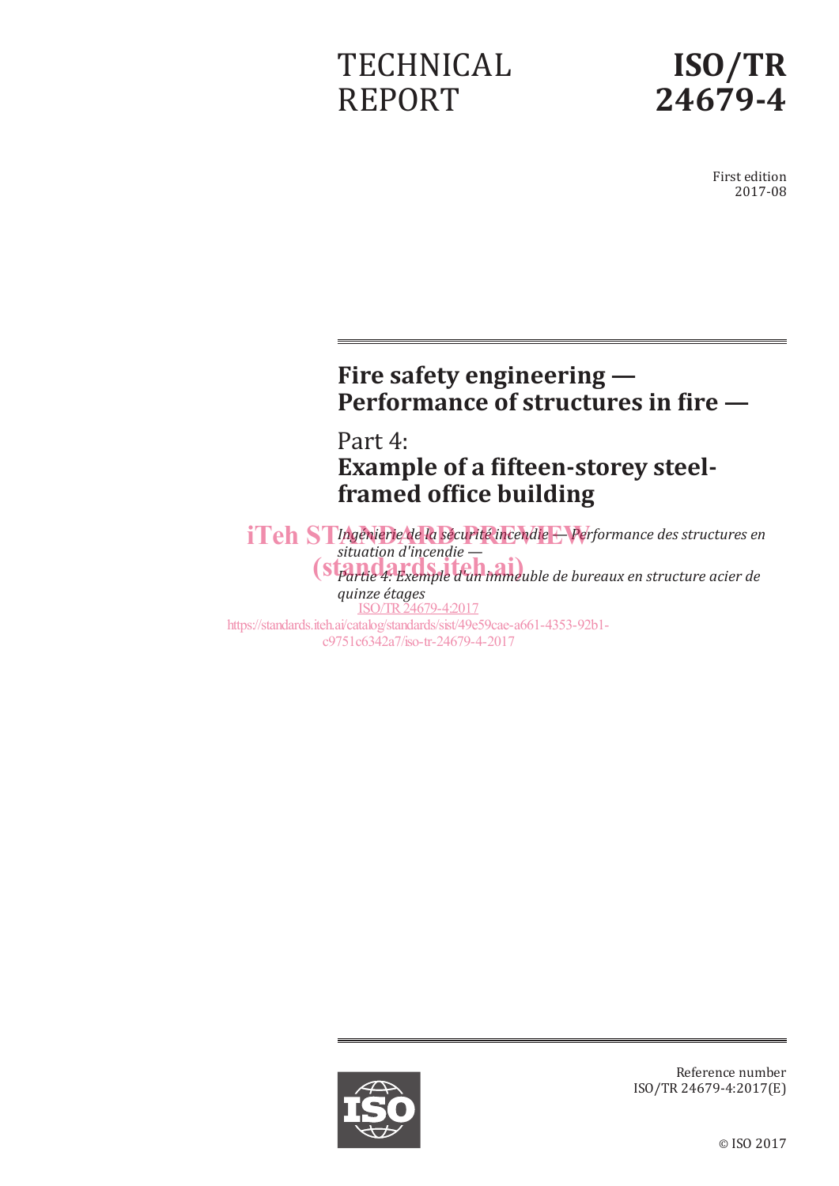TECHNICAL REPORT

# ISO/TR 24679-4

First edition
2017-08

# Fire safety engineering — Performance of structures in fire —

## Part 4: Example of a fifteen-storey steel-framed office building

*Ingénierie de la sécurité incendie — Performance des structures en situation d'incendie —*

*Partie 4: Exemple d'un immeuble de bureaux en structure acier de quinze étages*

iTeh STANDARD PREVIEW
(standards.iteh.ai)
ISO/TR 24679-4:2017
https://standards.iteh.ai/catalog/standards/sist/49e59cae-a661-4353-92b1-c9751c6342a7/iso-tr-24679-4-2017

Reference number
ISO/TR 24679-4:2017(E)

© ISO 2017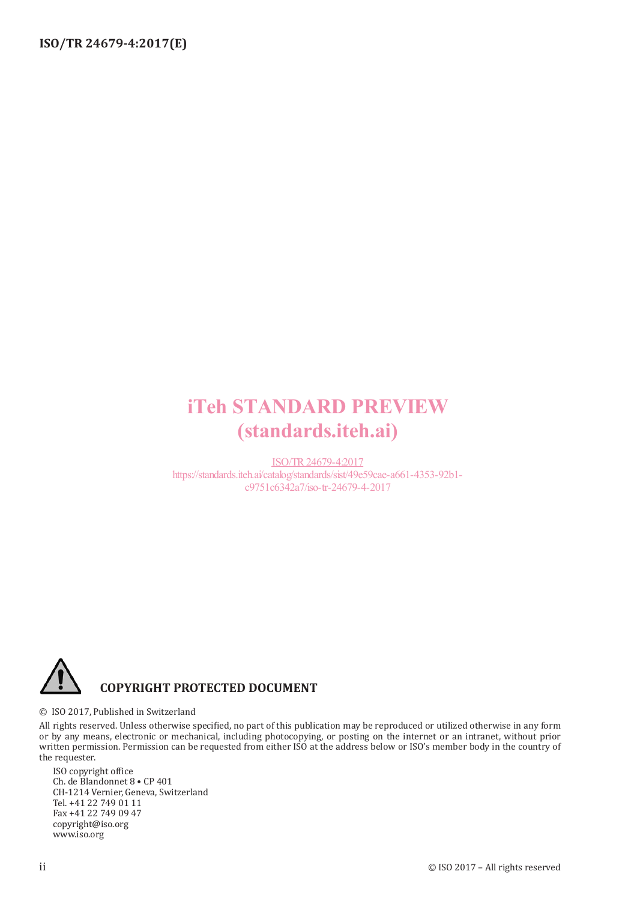iTeh STANDARD PREVIEW
(standards.iteh.ai)

ISO/TR 24679-4:2017
https://standards.iteh.ai/catalog/standards/sist/49e59cae-a661-4353-92b1-c9751c6342a7/iso-tr-24679-4-2017

**COPYRIGHT PROTECTED DOCUMENT**

© ISO 2017, Published in Switzerland

All rights reserved. Unless otherwise specified, no part of this publication may be reproduced or utilized otherwise in any form or by any means, electronic or mechanical, including photocopying, or posting on the internet or an intranet, without prior written permission. Permission can be requested from either ISO at the address below or ISO's member body in the country of the requester.

ISO copyright office
Ch. de Blandonnet 8 • CP 401
CH-1214 Vernier, Geneva, Switzerland
Tel. +41 22 749 01 11
Fax +41 22 749 09 47
copyright@iso.org
www.iso.org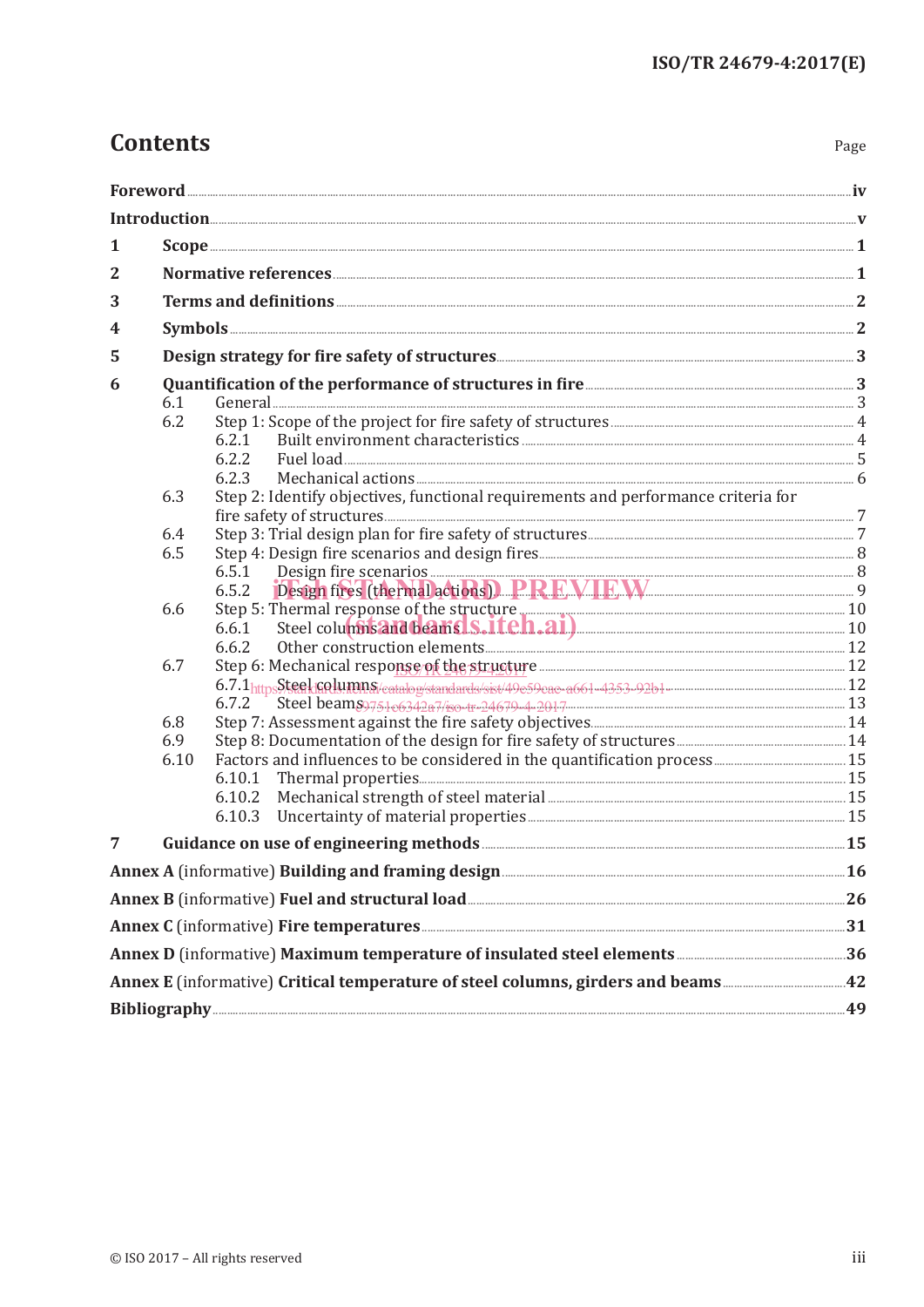# Contents

Page

| | | |
|---|---|---|
| **Foreword** | | **iv** |
| **Introduction** | | **v** |
| **1** | **Scope** | **1** |
| **2** | **Normative references** | **1** |
| **3** | **Terms and definitions** | **2** |
| **4** | **Symbols** | **2** |
| **5** | **Design strategy for fire safety of structures** | **3** |
| **6** | **Quantification of the performance of structures in fire** | **3** |
| 6.1 | General | 3 |
| 6.2 | Step 1: Scope of the project for fire safety of structures | 4 |
| 6.2.1 | Built environment characteristics | 4 |
| 6.2.2 | Fuel load | 5 |
| 6.2.3 | Mechanical actions | 6 |
| 6.3 | Step 2: Identify objectives, functional requirements and performance criteria for fire safety of structures | 7 |
| 6.4 | Step 3: Trial design plan for fire safety of structures | 7 |
| 6.5 | Step 4: Design fire scenarios and design fires | 8 |
| 6.5.1 | Design fire scenarios | 8 |
| 6.5.2 | Design fires (thermal actions) | 9 |
| 6.6 | Step 5: Thermal response of the structure | 10 |
| 6.6.1 | Steel columns and beams | 10 |
| 6.6.2 | Other construction elements | 12 |
| 6.7 | Step 6: Mechanical response of the structure | 12 |
| 6.7.1 | Steel columns | 12 |
| 6.7.2 | Steel beams | 13 |
| 6.8 | Step 7: Assessment against the fire safety objectives | 14 |
| 6.9 | Step 8: Documentation of the design for fire safety of structures | 14 |
| 6.10 | Factors and influences to be considered in the quantification process | 15 |
| 6.10.1 | Thermal properties | 15 |
| 6.10.2 | Mechanical strength of steel material | 15 |
| 6.10.3 | Uncertainty of material properties | 15 |
| **7** | **Guidance on use of engineering methods** | **15** |
| **Annex A** (informative) **Building and framing design** | | **16** |
| **Annex B** (informative) **Fuel and structural load** | | **26** |
| **Annex C** (informative) **Fire temperatures** | | **31** |
| **Annex D** (informative) **Maximum temperature of insulated steel elements** | | **36** |
| **Annex E** (informative) **Critical temperature of steel columns, girders and beams** | | **42** |
| **Bibliography** | | **49** |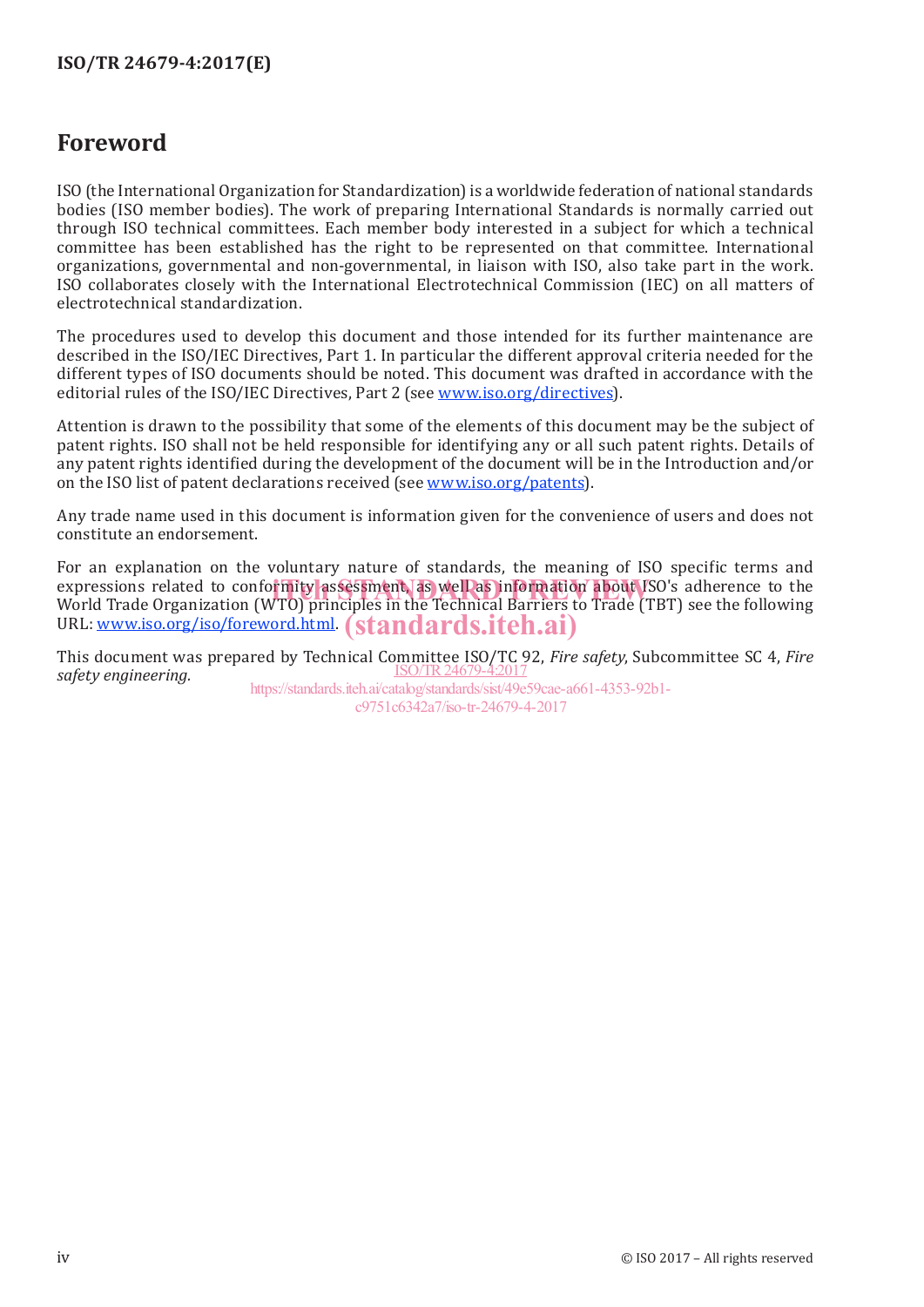# Foreword

ISO (the International Organization for Standardization) is a worldwide federation of national standards bodies (ISO member bodies). The work of preparing International Standards is normally carried out through ISO technical committees. Each member body interested in a subject for which a technical committee has been established has the right to be represented on that committee. International organizations, governmental and non-governmental, in liaison with ISO, also take part in the work. ISO collaborates closely with the International Electrotechnical Commission (IEC) on all matters of electrotechnical standardization.

The procedures used to develop this document and those intended for its further maintenance are described in the ISO/IEC Directives, Part 1. In particular the different approval criteria needed for the different types of ISO documents should be noted. This document was drafted in accordance with the editorial rules of the ISO/IEC Directives, Part 2 (see www.iso.org/directives).

Attention is drawn to the possibility that some of the elements of this document may be the subject of patent rights. ISO shall not be held responsible for identifying any or all such patent rights. Details of any patent rights identified during the development of the document will be in the Introduction and/or on the ISO list of patent declarations received (see www.iso.org/patents).

Any trade name used in this document is information given for the convenience of users and does not constitute an endorsement.

For an explanation on the voluntary nature of standards, the meaning of ISO specific terms and expressions related to conformity assessment, as well as information about ISO's adherence to the World Trade Organization (WTO) principles in the Technical Barriers to Trade (TBT) see the following URL: www.iso.org/iso/foreword.html.

This document was prepared by Technical Committee ISO/TC 92, *Fire safety*, Subcommittee SC 4, *Fire safety engineering.*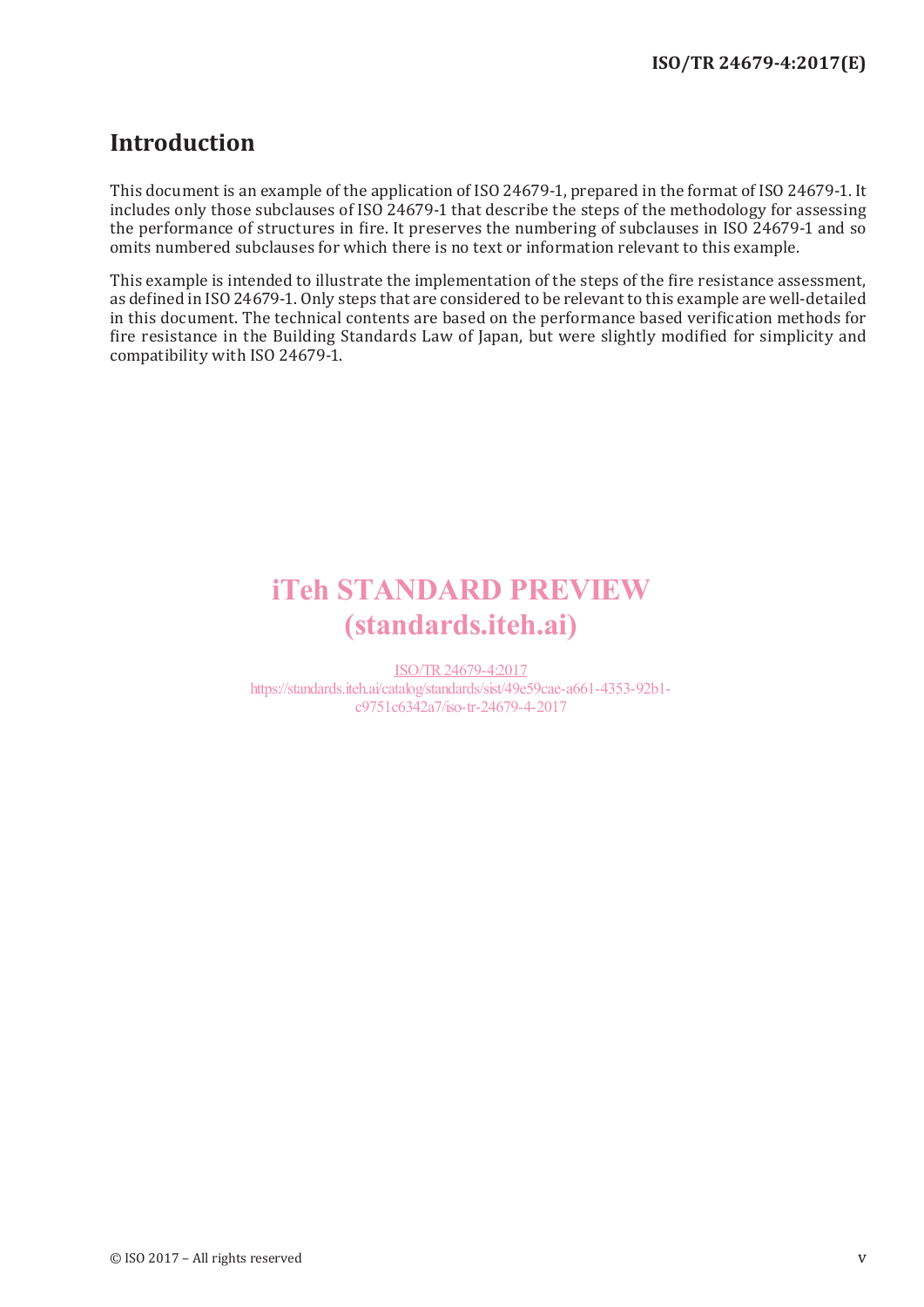# Introduction

This document is an example of the application of ISO 24679-1, prepared in the format of ISO 24679-1. It includes only those subclauses of ISO 24679-1 that describe the steps of the methodology for assessing the performance of structures in fire. It preserves the numbering of subclauses in ISO 24679-1 and so omits numbered subclauses for which there is no text or information relevant to this example.

This example is intended to illustrate the implementation of the steps of the fire resistance assessment, as defined in ISO 24679-1. Only steps that are considered to be relevant to this example are well-detailed in this document. The technical contents are based on the performance based verification methods for fire resistance in the Building Standards Law of Japan, but were slightly modified for simplicity and compatibility with ISO 24679-1.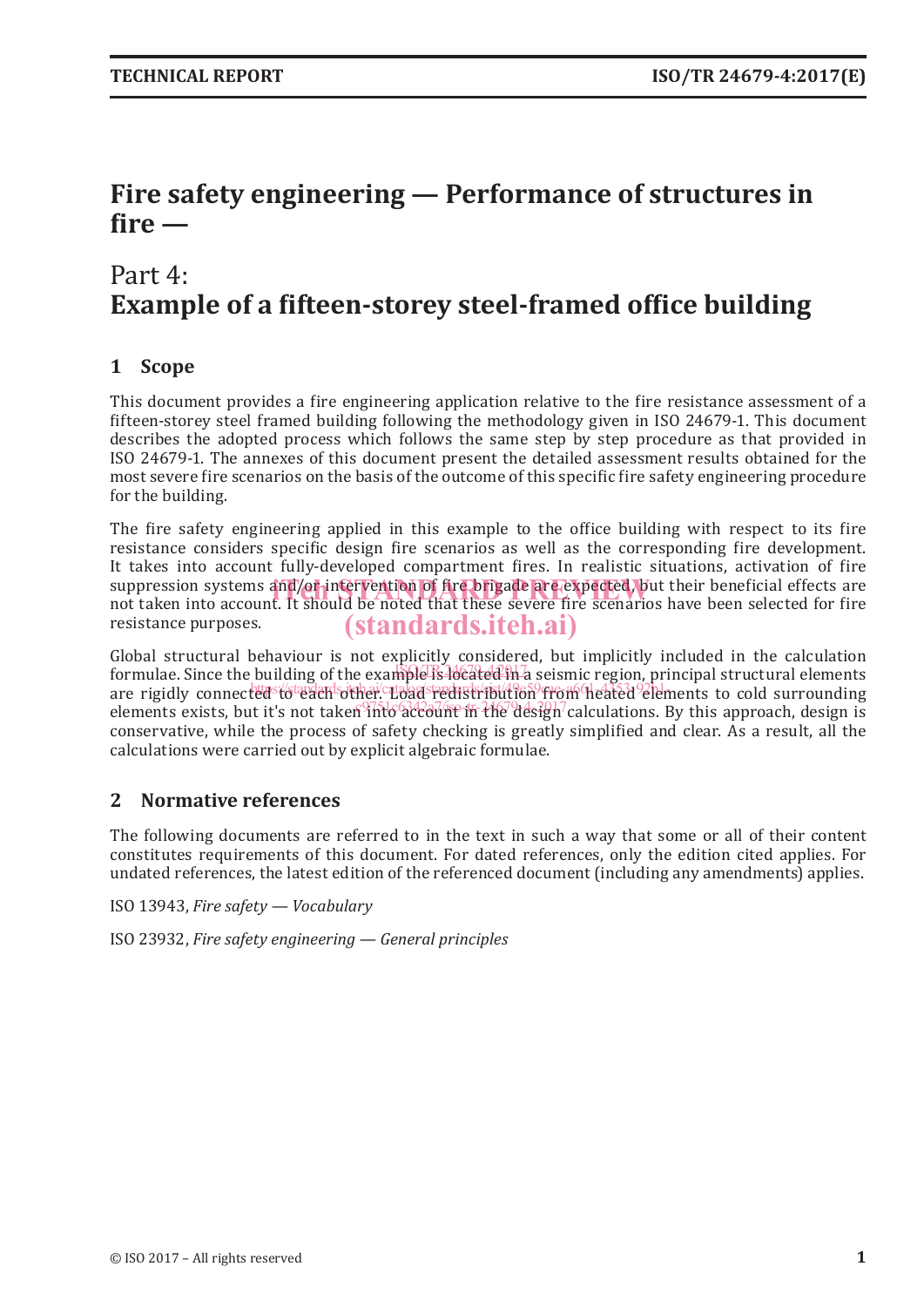# Fire safety engineering — Performance of structures in fire —

## Part 4:
## Example of a fifteen-storey steel-framed office building

## 1 Scope

This document provides a fire engineering application relative to the fire resistance assessment of a fifteen-storey steel framed building following the methodology given in ISO 24679-1. This document describes the adopted process which follows the same step by step procedure as that provided in ISO 24679-1. The annexes of this document present the detailed assessment results obtained for the most severe fire scenarios on the basis of the outcome of this specific fire safety engineering procedure for the building.

The fire safety engineering applied in this example to the office building with respect to its fire resistance considers specific design fire scenarios as well as the corresponding fire development. It takes into account fully-developed compartment fires. In realistic situations, activation of fire suppression systems and/or intervention of fire brigade are expected, but their beneficial effects are not taken into account. It should be noted that these severe fire scenarios have been selected for fire resistance purposes.

Global structural behaviour is not explicitly considered, but implicitly included in the calculation formulae. Since the building of the example is located in a seismic region, principal structural elements are rigidly connected to each other. Load redistribution from heated elements to cold surrounding elements exists, but it's not taken into account in the design calculations. By this approach, design is conservative, while the process of safety checking is greatly simplified and clear. As a result, all the calculations were carried out by explicit algebraic formulae.

## 2 Normative references

The following documents are referred to in the text in such a way that some or all of their content constitutes requirements of this document. For dated references, only the edition cited applies. For undated references, the latest edition of the referenced document (including any amendments) applies.

ISO 13943, *Fire safety — Vocabulary*

ISO 23932, *Fire safety engineering — General principles*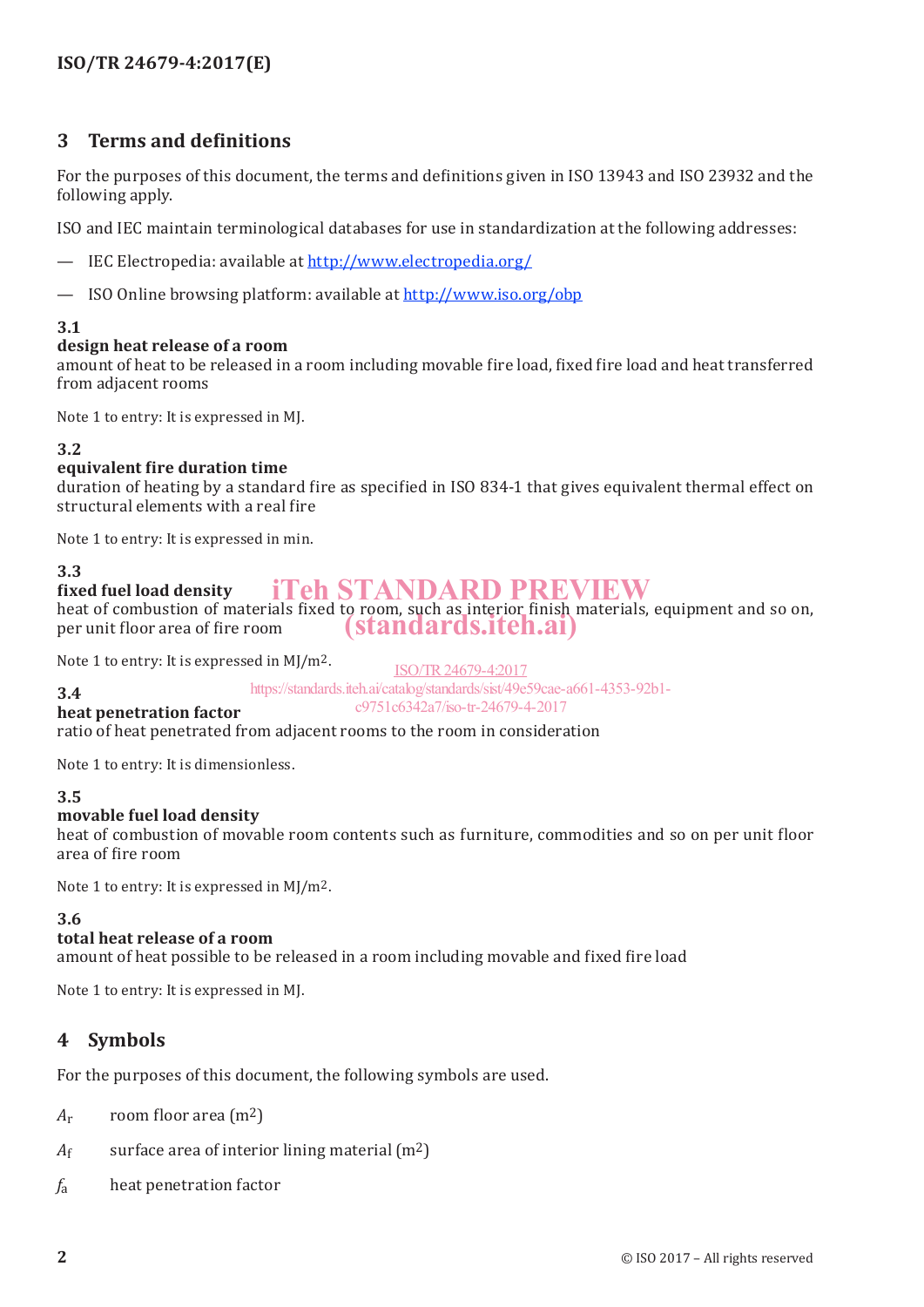## 3 Terms and definitions

For the purposes of this document, the terms and definitions given in ISO 13943 and ISO 23932 and the following apply.

ISO and IEC maintain terminological databases for use in standardization at the following addresses:

— IEC Electropedia: available at http://www.electropedia.org/

— ISO Online browsing platform: available at http://www.iso.org/obp

**3.1**
**design heat release of a room**
amount of heat to be released in a room including movable fire load, fixed fire load and heat transferred from adjacent rooms

Note 1 to entry: It is expressed in MJ.

**3.2**
**equivalent fire duration time**
duration of heating by a standard fire as specified in ISO 834-1 that gives equivalent thermal effect on structural elements with a real fire

Note 1 to entry: It is expressed in min.

**3.3**
**fixed fuel load density**
heat of combustion of materials fixed to room, such as interior finish materials, equipment and so on, per unit floor area of fire room

Note 1 to entry: It is expressed in MJ/m$^2$.

**3.4**
**heat penetration factor**
ratio of heat penetrated from adjacent rooms to the room in consideration

Note 1 to entry: It is dimensionless.

**3.5**
**movable fuel load density**
heat of combustion of movable room contents such as furniture, commodities and so on per unit floor area of fire room

Note 1 to entry: It is expressed in MJ/m$^2$.

**3.6**
**total heat release of a room**
amount of heat possible to be released in a room including movable and fixed fire load

Note 1 to entry: It is expressed in MJ.

## 4 Symbols

For the purposes of this document, the following symbols are used.

$A_r$ room floor area (m$^2$)

$A_f$ surface area of interior lining material (m$^2$)

$f_a$ heat penetration factor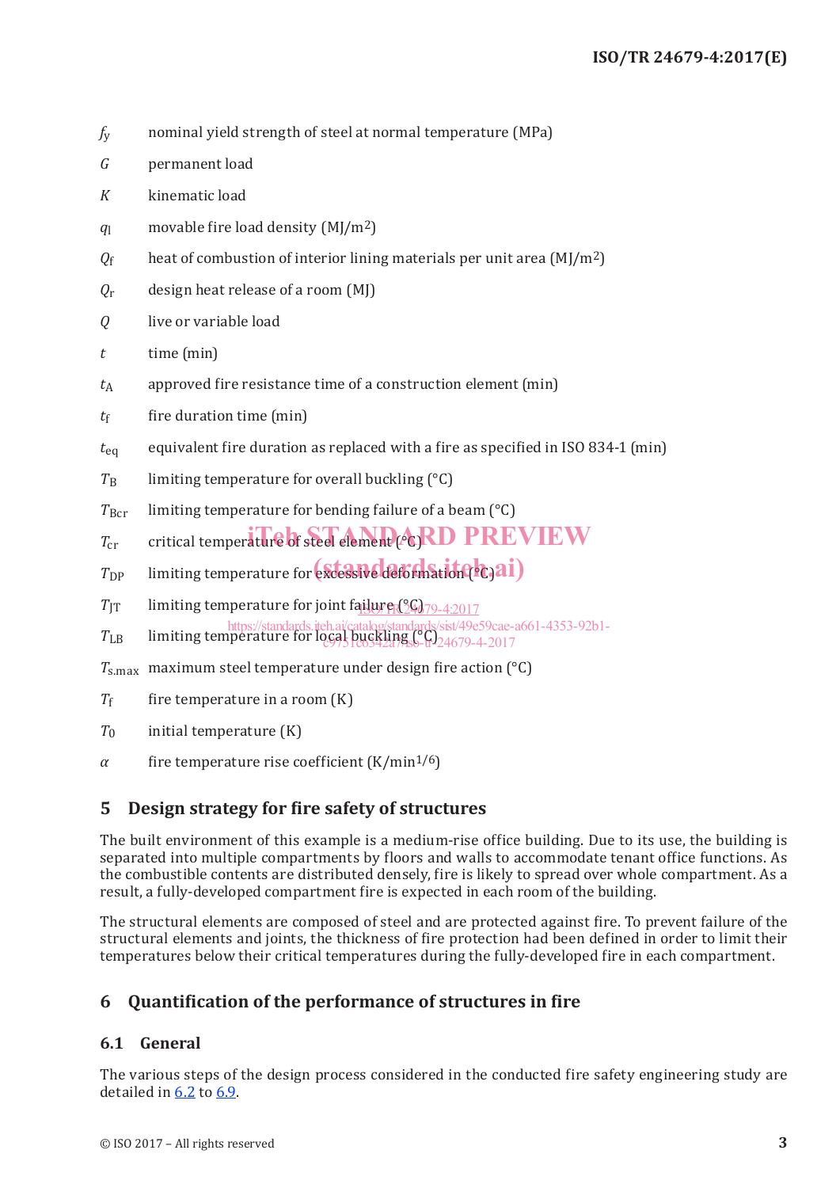$f_y$ nominal yield strength of steel at normal temperature (MPa)

$G$ permanent load

$K$ kinematic load

$q_l$ movable fire load density (MJ/m$^2$)

$Q_f$ heat of combustion of interior lining materials per unit area (MJ/m$^2$)

$Q_r$ design heat release of a room (MJ)

$Q$ live or variable load

$t$ time (min)

$t_A$ approved fire resistance time of a construction element (min)

$t_f$ fire duration time (min)

$t_{eq}$ equivalent fire duration as replaced with a fire as specified in ISO 834-1 (min)

$T_B$ limiting temperature for overall buckling (°C)

$T_{Bcr}$ limiting temperature for bending failure of a beam (°C)

$T_{cr}$ critical temperature of steel element (°C)

$T_{DP}$ limiting temperature for excessive deformation (°C)

$T_{JT}$ limiting temperature for joint failure (°C)

$T_{LB}$ limiting temperature for local buckling (°C)

$T_{s.max}$ maximum steel temperature under design fire action (°C)

$T_f$ fire temperature in a room (K)

$T_0$ initial temperature (K)

$\alpha$ fire temperature rise coefficient (K/min$^{1/6}$)

## 5 Design strategy for fire safety of structures

The built environment of this example is a medium-rise office building. Due to its use, the building is separated into multiple compartments by floors and walls to accommodate tenant office functions. As the combustible contents are distributed densely, fire is likely to spread over whole compartment. As a result, a fully-developed compartment fire is expected in each room of the building.

The structural elements are composed of steel and are protected against fire. To prevent failure of the structural elements and joints, the thickness of fire protection had been defined in order to limit their temperatures below their critical temperatures during the fully-developed fire in each compartment.

## 6 Quantification of the performance of structures in fire

### 6.1 General

The various steps of the design process considered in the conducted fire safety engineering study are detailed in 6.2 to 6.9.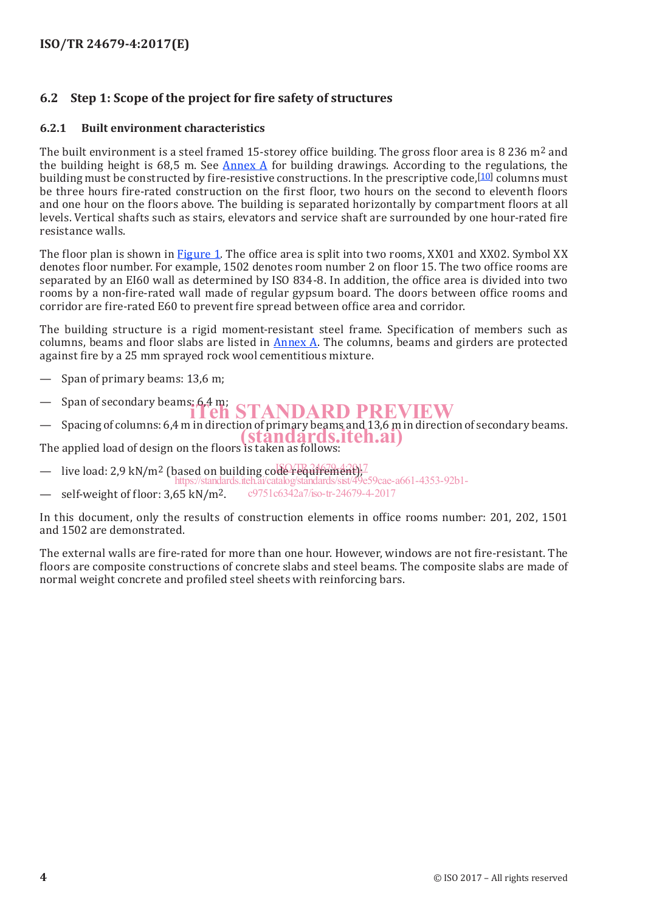## 6.2 Step 1: Scope of the project for fire safety of structures

### 6.2.1 Built environment characteristics

The built environment is a steel framed 15-storey office building. The gross floor area is 8 236 $m^2$ and the building height is 68,5 m. See Annex A for building drawings. According to the regulations, the building must be constructed by fire-resistive constructions. In the prescriptive code,[10] columns must be three hours fire-rated construction on the first floor, two hours on the second to eleventh floors and one hour on the floors above. The building is separated horizontally by compartment floors at all levels. Vertical shafts such as stairs, elevators and service shaft are surrounded by one hour-rated fire resistance walls.

The floor plan is shown in Figure 1. The office area is split into two rooms, XX01 and XX02. Symbol XX denotes floor number. For example, 1502 denotes room number 2 on floor 15. The two office rooms are separated by an EI60 wall as determined by ISO 834-8. In addition, the office area is divided into two rooms by a non-fire-rated wall made of regular gypsum board. The doors between office rooms and corridor are fire-rated E60 to prevent fire spread between office area and corridor.

The building structure is a rigid moment-resistant steel frame. Specification of members such as columns, beams and floor slabs are listed in Annex A. The columns, beams and girders are protected against fire by a 25 mm sprayed rock wool cementitious mixture.

- Span of primary beams: 13,6 m;
- Span of secondary beams: 6,4 m;
- Spacing of columns: 6,4 m in direction of primary beams and 13,6 m in direction of secondary beams.

The applied load of design on the floors is taken as follows:

- live load: 2,9 kN/$m^2$ (based on building code requirement);
- self-weight of floor: 3,65 kN/$m^2$.

In this document, only the results of construction elements in office rooms number: 201, 202, 1501 and 1502 are demonstrated.

The external walls are fire-rated for more than one hour. However, windows are not fire-resistant. The floors are composite constructions of concrete slabs and steel beams. The composite slabs are made of normal weight concrete and profiled steel sheets with reinforcing bars.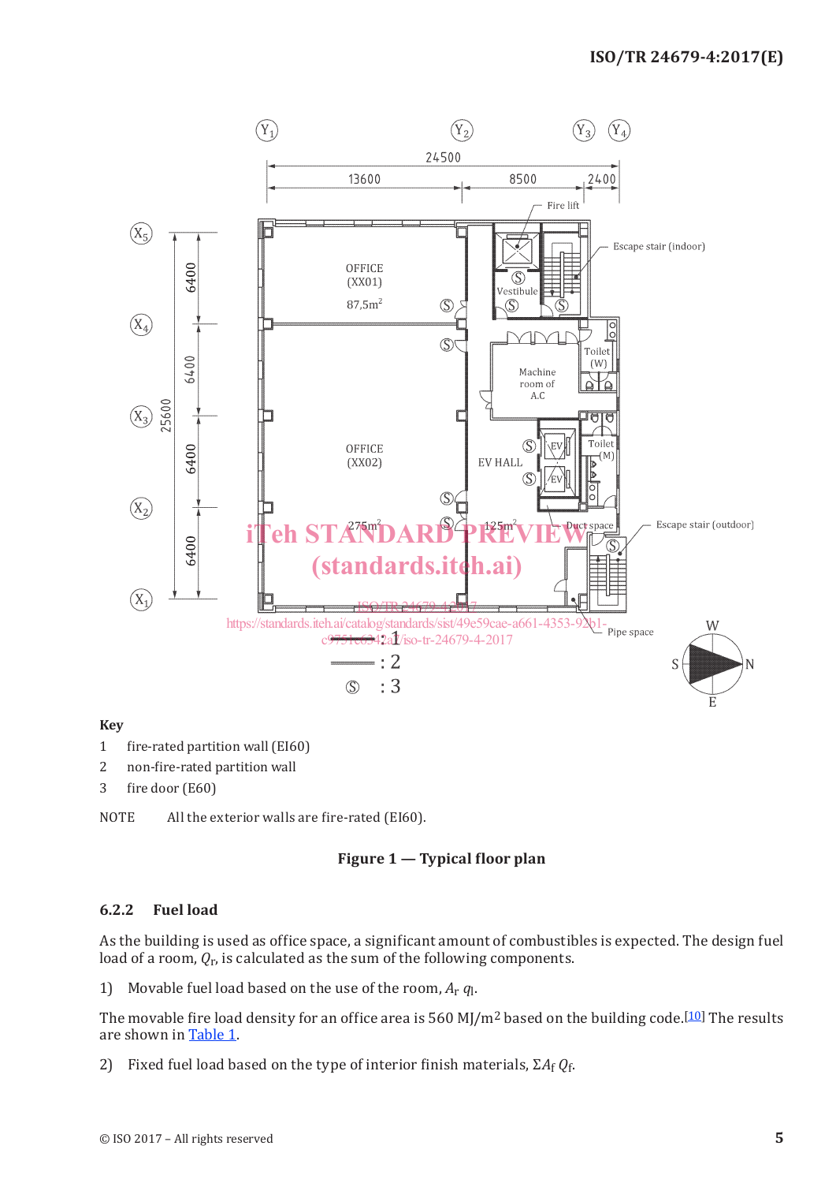**Key**

1 fire-rated partition wall (EI60)

2 non-fire-rated partition wall

3 fire door (E60)

NOTE All the exterior walls are fire-rated (EI60).

**Figure 1 — Typical floor plan**

### 6.2.2 Fuel load

As the building is used as office space, a significant amount of combustibles is expected. The design fuel load of a room, $Q_r$, is calculated as the sum of the following components.

1) Movable fuel load based on the use of the room, $A_r\ q_l$.

The movable fire load density for an office area is 560 MJ/m$^2$ based on the building code.[10] The results are shown in Table 1.

2) Fixed fuel load based on the type of interior finish materials, $\Sigma A_f\ Q_f$.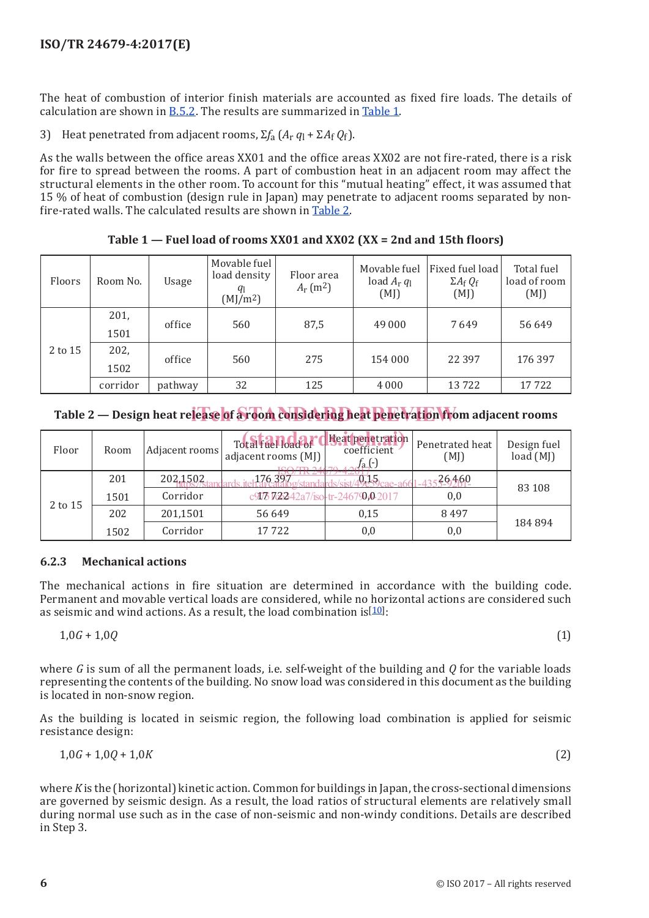The heat of combustion of interior finish materials are accounted as fixed fire loads. The details of calculation are shown in B.5.2. The results are summarized in Table 1.

3) Heat penetrated from adjacent rooms, $\Sigma f_a (A_r q_l + \Sigma A_f Q_f)$.

As the walls between the office areas XX01 and the office areas XX02 are not fire-rated, there is a risk for fire to spread between the rooms. A part of combustion heat in an adjacent room may affect the structural elements in the other room. To account for this "mutual heating" effect, it was assumed that 15 % of heat of combustion (design rule in Japan) may penetrate to adjacent rooms separated by non-fire-rated walls. The calculated results are shown in Table 2.

**Table 1 — Fuel load of rooms XX01 and XX02 (XX = 2nd and 15th floors)**

| Floors | Room No. | Usage | Movable fuel load density $q_l$ (MJ/m[2]) | Floor area $A_r$ (m[2]) | Movable fuel load $A_r q_l$ (MJ) | Fixed fuel load $\Sigma A_f Q_f$ (MJ) | Total fuel load of room (MJ) |
|---|---|---|---|---|---|---|---|
| 2 to 15 | 201, 1501 | office | 560 | 87,5 | 49 000 | 7 649 | 56 649 |
| | 202, 1502 | office | 560 | 275 | 154 000 | 22 397 | 176 397 |
| | corridor | pathway | 32 | 125 | 4 000 | 13 722 | 17 722 |

**Table 2 — Design heat release of a room considering heat penetration from adjacent rooms**

| Floor | Room | Adjacent rooms | Total fuel load of adjacent rooms (MJ) | Heat penetration coefficient $f_a$ (-) | Penetrated heat (MJ) | Design fuel load (MJ) |
|---|---|---|---|---|---|---|
| 2 to 15 | 201 | 202,1502 | 176 397 | 0,15 | 26 460 | 83 108 |
| | 1501 | Corridor | 17 722 | 0,0 | 0,0 | |
| | 202 | 201,1501 | 56 649 | 0,15 | 8 497 | 184 894 |
| | 1502 | Corridor | 17 722 | 0,0 | 0,0 | |

### 6.2.3 Mechanical actions

The mechanical actions in fire situation are determined in accordance with the building code. Permanent and movable vertical loads are considered, while no horizontal actions are considered such as seismic and wind actions. As a result, the load combination is[10]:

$$1{,}0G + 1{,}0Q \tag{1}$$

where $G$ is sum of all the permanent loads, i.e. self-weight of the building and $Q$ for the variable loads representing the contents of the building. No snow load was considered in this document as the building is located in non-snow region.

As the building is located in seismic region, the following load combination is applied for seismic resistance design:

$$1{,}0G + 1{,}0Q + 1{,}0K \tag{2}$$

where $K$ is the (horizontal) kinetic action. Common for buildings in Japan, the cross-sectional dimensions are governed by seismic design. As a result, the load ratios of structural elements are relatively small during normal use such as in the case of non-seismic and non-windy conditions. Details are described in Step 3.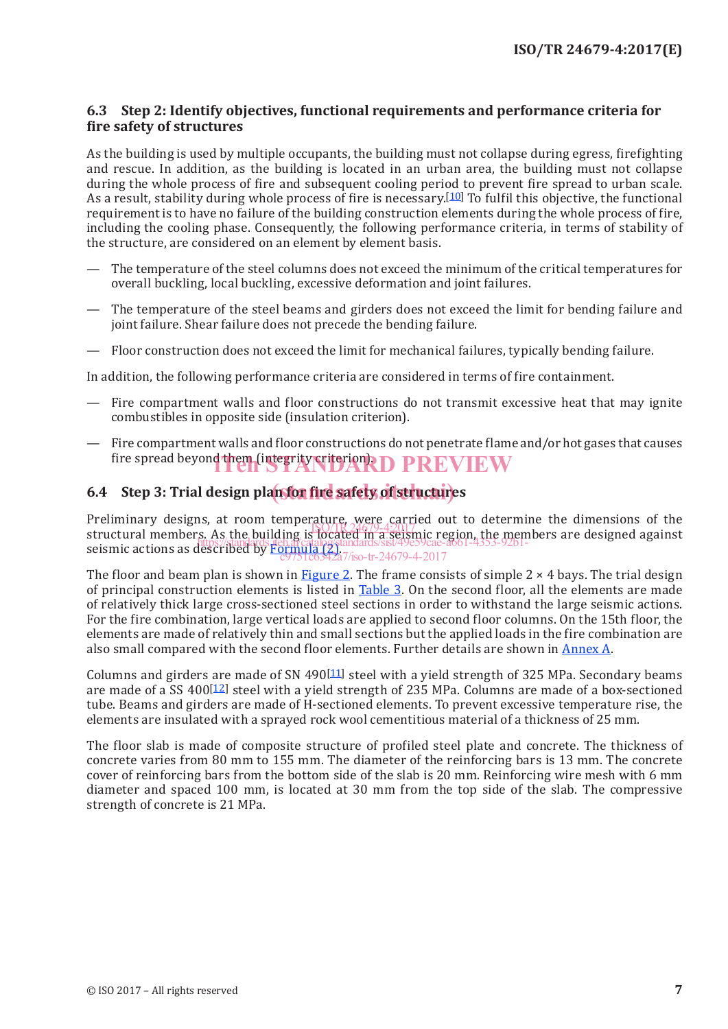## 6.3 Step 2: Identify objectives, functional requirements and performance criteria for fire safety of structures

As the building is used by multiple occupants, the building must not collapse during egress, firefighting and rescue. In addition, as the building is located in an urban area, the building must not collapse during the whole process of fire and subsequent cooling period to prevent fire spread to urban scale. As a result, stability during whole process of fire is necessary.[10] To fulfil this objective, the functional requirement is to have no failure of the building construction elements during the whole process of fire, including the cooling phase. Consequently, the following performance criteria, in terms of stability of the structure, are considered on an element by element basis.

— The temperature of the steel columns does not exceed the minimum of the critical temperatures for overall buckling, local buckling, excessive deformation and joint failures.

— The temperature of the steel beams and girders does not exceed the limit for bending failure and joint failure. Shear failure does not precede the bending failure.

— Floor construction does not exceed the limit for mechanical failures, typically bending failure.

In addition, the following performance criteria are considered in terms of fire containment.

— Fire compartment walls and floor constructions do not transmit excessive heat that may ignite combustibles in opposite side (insulation criterion).

— Fire compartment walls and floor constructions do not penetrate flame and/or hot gases that causes fire spread beyond them (integrity criterion).

## 6.4 Step 3: Trial design plan for fire safety of structures

Preliminary designs, at room temperature, were carried out to determine the dimensions of the structural members. As the building is located in a seismic region, the members are designed against seismic actions as described by Formula (2).

The floor and beam plan is shown in Figure 2. The frame consists of simple 2 × 4 bays. The trial design of principal construction elements is listed in Table 3. On the second floor, all the elements are made of relatively thick large cross-sectioned steel sections in order to withstand the large seismic actions. For the fire combination, large vertical loads are applied to second floor columns. On the 15th floor, the elements are made of relatively thin and small sections but the applied loads in the fire combination are also small compared with the second floor elements. Further details are shown in Annex A.

Columns and girders are made of SN 490[11] steel with a yield strength of 325 MPa. Secondary beams are made of a SS 400[12] steel with a yield strength of 235 MPa. Columns are made of a box-sectioned tube. Beams and girders are made of H-sectioned elements. To prevent excessive temperature rise, the elements are insulated with a sprayed rock wool cementitious material of a thickness of 25 mm.

The floor slab is made of composite structure of profiled steel plate and concrete. The thickness of concrete varies from 80 mm to 155 mm. The diameter of the reinforcing bars is 13 mm. The concrete cover of reinforcing bars from the bottom side of the slab is 20 mm. Reinforcing wire mesh with 6 mm diameter and spaced 100 mm, is located at 30 mm from the top side of the slab. The compressive strength of concrete is 21 MPa.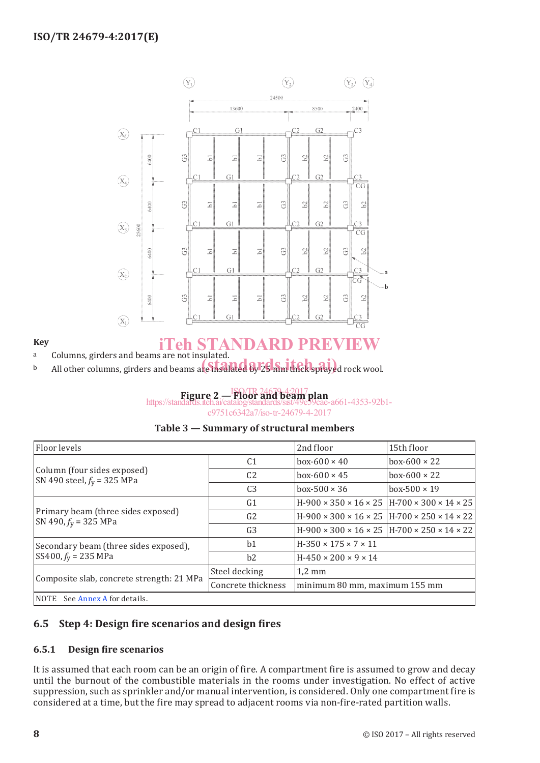**Key**

a Columns, girders and beams are not insulated.

b All other columns, girders and beams are insulated by 25 mm thick sprayed rock wool.

**Figure 2 — Floor and beam plan**

**Table 3 — Summary of structural members**

| Floor levels | | 2nd floor | 15th floor |
|---|---|---|---|
| Column (four sides exposed) SN 490 steel, $f_y$ = 325 MPa | C1 | box-600 × 40 | box-600 × 22 |
| | C2 | box-600 × 45 | box-600 × 22 |
| | C3 | box-500 × 36 | box-500 × 19 |
| Primary beam (three sides exposed) SN 490, $f_y$ = 325 MPa | G1 | H-900 × 350 × 16 × 25 | H-700 × 300 × 14 × 25 |
| | G2 | H-900 × 300 × 16 × 25 | H-700 × 250 × 14 × 22 |
| | G3 | H-900 × 300 × 16 × 25 | H-700 × 250 × 14 × 22 |
| Secondary beam (three sides exposed), SS400, $f_y$ = 235 MPa | b1 | H-350 × 175 × 7 × 11 | |
| | b2 | H-450 × 200 × 9 × 14 | |
| Composite slab, concrete strength: 21 MPa | Steel decking | 1,2 mm | |
| | Concrete thickness | minimum 80 mm, maximum 155 mm | |
| NOTE See Annex A for details. | | | |

## 6.5 Step 4: Design fire scenarios and design fires

### 6.5.1 Design fire scenarios

It is assumed that each room can be an origin of fire. A compartment fire is assumed to grow and decay until the burnout of the combustible materials in the rooms under investigation. No effect of active suppression, such as sprinkler and/or manual intervention, is considered. Only one compartment fire is considered at a time, but the fire may spread to adjacent rooms via non-fire-rated partition walls.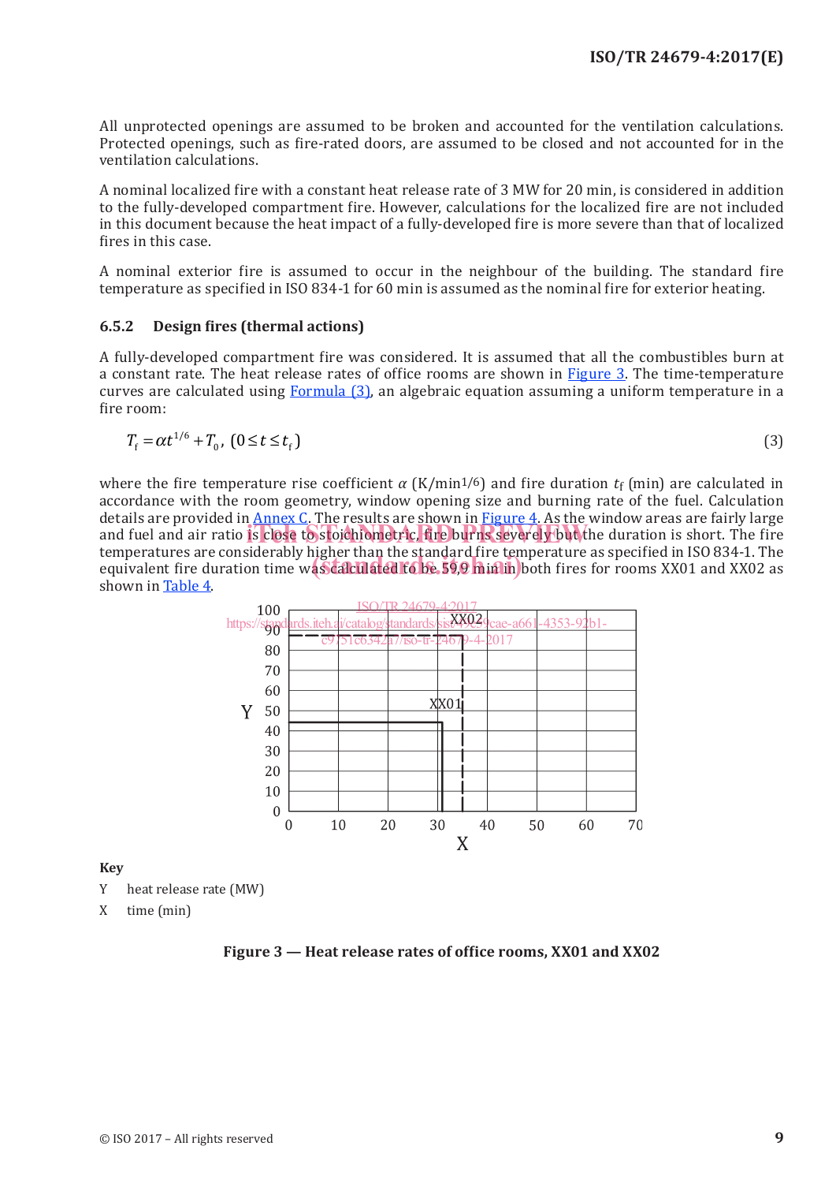All unprotected openings are assumed to be broken and accounted for the ventilation calculations. Protected openings, such as fire-rated doors, are assumed to be closed and not accounted for in the ventilation calculations.

A nominal localized fire with a constant heat release rate of 3 MW for 20 min, is considered in addition to the fully-developed compartment fire. However, calculations for the localized fire are not included in this document because the heat impact of a fully-developed fire is more severe than that of localized fires in this case.

A nominal exterior fire is assumed to occur in the neighbour of the building. The standard fire temperature as specified in ISO 834-1 for 60 min is assumed as the nominal fire for exterior heating.

### 6.5.2 Design fires (thermal actions)

A fully-developed compartment fire was considered. It is assumed that all the combustibles burn at a constant rate. The heat release rates of office rooms are shown in Figure 3. The time-temperature curves are calculated using Formula (3), an algebraic equation assuming a uniform temperature in a fire room:

$$T_f = \alpha t^{1/6} + T_0, \ (0 \leq t \leq t_f) \qquad (3)$$

where the fire temperature rise coefficient $\alpha$ (K/min$^{1/6}$) and fire duration $t_f$ (min) are calculated in accordance with the room geometry, window opening size and burning rate of the fuel. Calculation details are provided in Annex C. The results are shown in Figure 4. As the window areas are fairly large and fuel and air ratio is close to stoichiometric, fire burns severely but the duration is short. The fire temperatures are considerably higher than the standard fire temperature as specified in ISO 834-1. The equivalent fire duration time was calculated to be 59,9 min in both fires for rooms XX01 and XX02 as shown in Table 4.

100
90
80
70
60
50
40
30
20
10
0
Y
XX02
XX01
0 10 20 30 40 50 60 70
X

**Key**

Y heat release rate (MW)

X time (min)

**Figure 3 — Heat release rates of office rooms, XX01 and XX02**